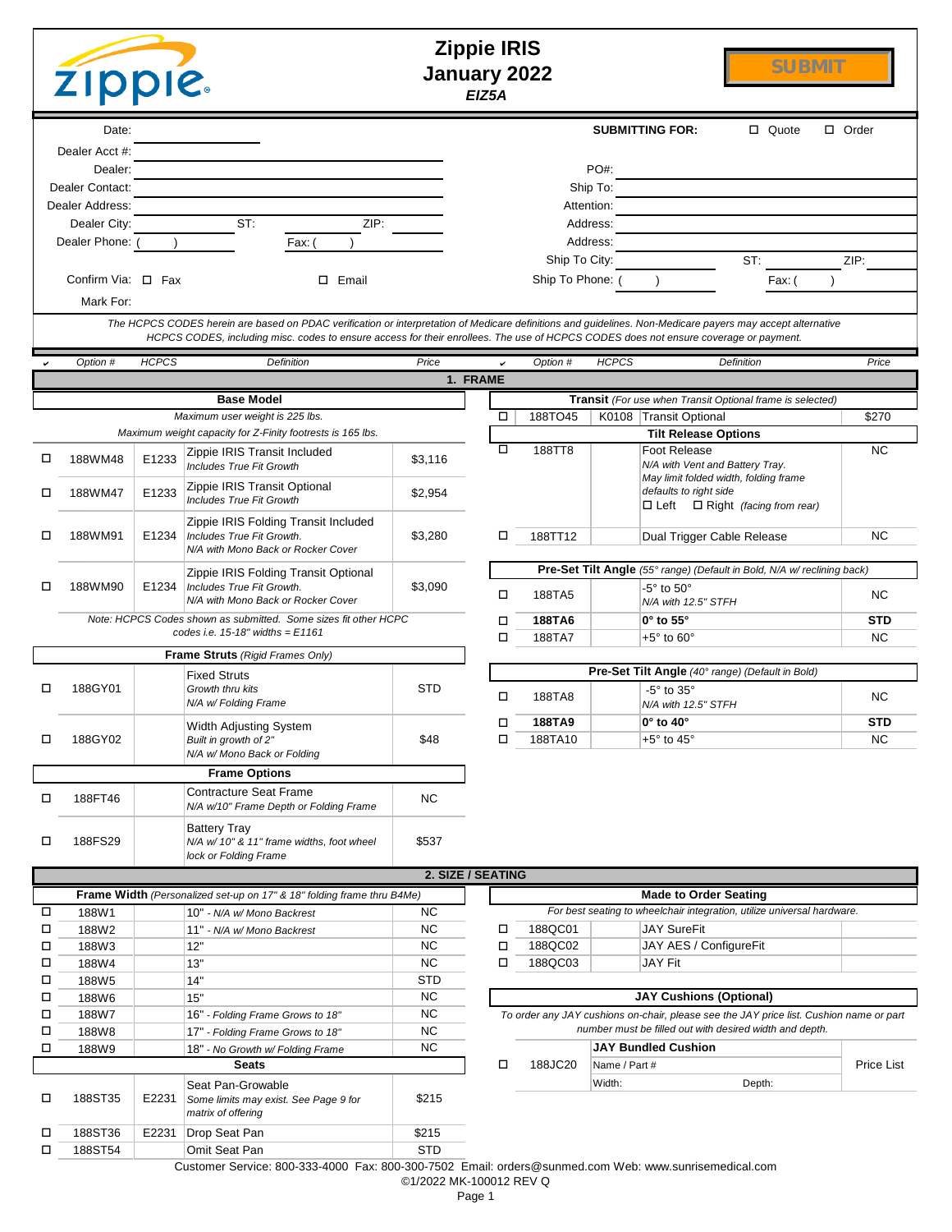# Zippie IRIS
## January 2022
***EIZ5A***

SUBMIT

Date: ______

Dealer Acct #: ______

Dealer: ______

Dealer Contact: ______

Dealer Address: ______

Dealer City: ______ ST: ______ ZIP: ______

Dealer Phone: ( ) ______ Fax: ( ) ______

Confirm Via: ☐ Fax ☐ Email

Mark For: ______

**SUBMITTING FOR:** ☐ Quote ☐ Order

PO#: ______

Ship To: ______

Attention: ______

Address: ______

Address: ______

Ship To City: ______ ST: ______ ZIP: ______

Ship To Phone: ( ) ______ Fax: ( ) ______

*The HCPCS CODES herein are based on PDAC verification or interpretation of Medicare definitions and guidelines. Non-Medicare payers may accept alternative HCPCS CODES, including misc. codes to ensure access for their enrollees. The use of HCPCS CODES does not ensure coverage or payment.*

## 1. FRAME

| ✔ | Option # | HCPCS | Definition | Price |
|---|---|---|---|---|
| | | | **Base Model** | |
| | | | *Maximum user weight is 225 lbs.* | |
| | | | *Maximum weight capacity for Z-Finity footrests is 165 lbs.* | |
| ☐ | 188WM48 | E1233 | Zippie IRIS Transit Included *Includes True Fit Growth* | $3,116 |
| ☐ | 188WM47 | E1233 | Zippie IRIS Transit Optional *Includes True Fit Growth* | $2,954 |
| ☐ | 188WM91 | E1234 | Zippie IRIS Folding Transit Included *Includes True Fit Growth. N/A with Mono Back or Rocker Cover* | $3,280 |
| ☐ | 188WM90 | E1234 | Zippie IRIS Folding Transit Optional *Includes True Fit Growth. N/A with Mono Back or Rocker Cover* | $3,090 |
| | | | *Note: HCPCS Codes shown as submitted. Some sizes fit other HCPC codes i.e. 15-18" widths = E1161* | |
| | | | **Frame Struts** *(Rigid Frames Only)* | |
| ☐ | 188GY01 | | Fixed Struts *Growth thru kits N/A w/ Folding Frame* | STD |
| ☐ | 188GY02 | | Width Adjusting System *Built in growth of 2" N/A w/ Mono Back or Folding* | $48 |
| | | | **Frame Options** | |
| ☐ | 188FT46 | | Contracture Seat Frame *N/A w/10" Frame Depth or Folding Frame* | NC |
| ☐ | 188FS29 | | Battery Tray *N/A w/ 10" & 11" frame widths, foot wheel lock or Folding Frame* | $537 |

| ✔ | Option # | HCPCS | Definition | Price |
|---|---|---|---|---|
| | | | **Transit** *(For use when Transit Optional frame is selected)* | |
| ☐ | 188TO45 | K0108 | Transit Optional | $270 |
| | | | **Tilt Release Options** | |
| ☐ | 188TT8 | | Foot Release *N/A with Vent and Battery Tray. May limit folded width, folding frame defaults to right side* ☐ Left ☐ Right *(facing from rear)* | NC |
| ☐ | 188TT12 | | Dual Trigger Cable Release | NC |
| | | | **Pre-Set Tilt Angle** *(55° range) (Default in Bold, N/A w/ reclining back)* | |
| ☐ | 188TA5 | | -5° to 50° *N/A with 12.5" STFH* | NC |
| ☐ | **188TA6** | | **0° to 55°** | **STD** |
| ☐ | 188TA7 | | +5° to 60° | NC |
| | | | **Pre-Set Tilt Angle** *(40° range) (Default in Bold)* | |
| ☐ | 188TA8 | | -5° to 35° *N/A with 12.5" STFH* | NC |
| ☐ | **188TA9** | | **0° to 40°** | **STD** |
| ☐ | 188TA10 | | +5° to 45° | NC |

## 2. SIZE / SEATING

| ✔ | Option # | HCPCS | Definition | Price |
|---|---|---|---|---|
| | | | **Frame Width** *(Personalized set-up on 17" & 18" folding frame thru B4Me)* | |
| ☐ | 188W1 | | 10" - *N/A w/ Mono Backrest* | NC |
| ☐ | 188W2 | | 11" - *N/A w/ Mono Backrest* | NC |
| ☐ | 188W3 | | 12" | NC |
| ☐ | 188W4 | | 13" | NC |
| ☐ | 188W5 | | 14" | STD |
| ☐ | 188W6 | | 15" | NC |
| ☐ | 188W7 | | 16" - *Folding Frame Grows to 18"* | NC |
| ☐ | 188W8 | | 17" - *Folding Frame Grows to 18"* | NC |
| ☐ | 188W9 | | 18" - *No Growth w/ Folding Frame* | NC |
| | | | **Seats** | |
| ☐ | 188ST35 | E2231 | Seat Pan-Growable *Some limits may exist. See Page 9 for matrix of offering* | $215 |
| ☐ | 188ST36 | E2231 | Drop Seat Pan | $215 |
| ☐ | 188ST54 | | Omit Seat Pan | STD |

| ✔ | Option # | HCPCS | Definition | Price |
|---|---|---|---|---|
| | | | **Made to Order Seating** | |
| | | | *For best seating to wheelchair integration, utilize universal hardware.* | |
| ☐ | 188QC01 | | JAY SureFit | |
| ☐ | 188QC02 | | JAY AES / ConfigureFit | |
| ☐ | 188QC03 | | JAY Fit | |
| | | | **JAY Cushions (Optional)** | |
| | | | *To order any JAY cushions on-chair, please see the JAY price list. Cushion name or part number must be filled out with desired width and depth.* | |
| ☐ | 188JC20 | | **JAY Bundled Cushion** Name / Part #: ______ Width: ______ Depth: ______ | Price List |

Customer Service: 800-333-4000 Fax: 800-300-7502 Email: orders@sunmed.com Web: www.sunrisemedical.com

©1/2022 MK-100012 REV Q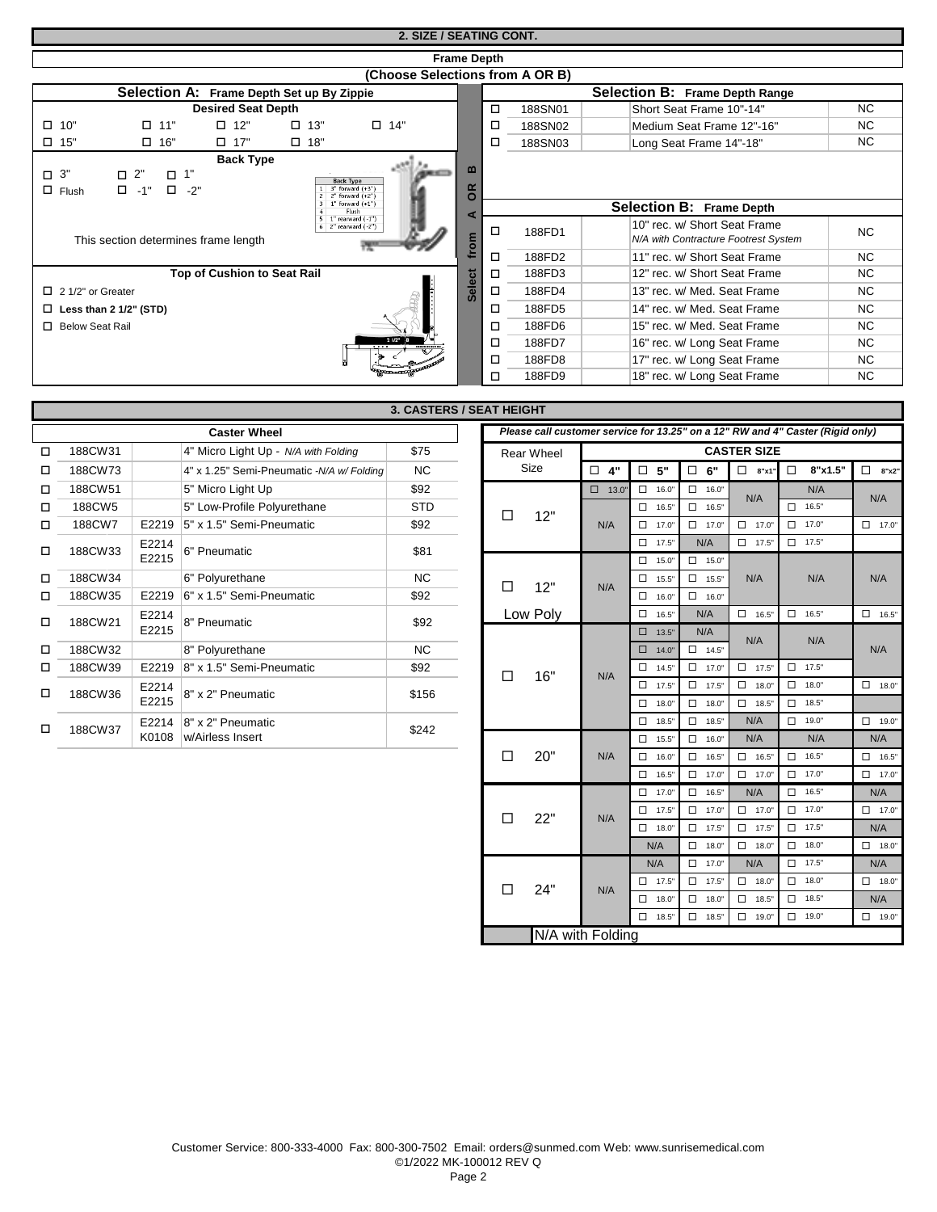## 2. SIZE / SEATING CONT.

### Frame Depth

**(Choose Selections from A OR B)**

#### Selection A: Frame Depth Set up By Zippie

**Desired Seat Depth**

☐ 10" ☐ 11" ☐ 12" ☐ 13" ☐ 14"

☐ 15" ☐ 16" ☐ 17" ☐ 18"

**Back Type**

☐ 3" ☐ 2" ☐ 1"

☐ Flush ☐ -1" ☐ -2"

| | Back Type |
|---|---|
| 1 | 3" forward (+3") |
| 2 | 2" forward (+2") |
| 3 | 1" forward (+1") |
| 4 | Flush |
| 5 | 1" rearward (-1") |
| 6 | 2" rearward (-2") |

This section determines frame length

**Top of Cushion to Seat Rail**

☐ 2 1/2" or Greater

☐ **Less than 2 1/2" (STD)**

☐ Below Seat Rail

*Select from A OR B*

#### Selection B: Frame Depth Range

| | Code | Description | Price |
|---|---|---|---|
| ☐ | 188SN01 | Short Seat Frame 10"-14" | NC |
| ☐ | 188SN02 | Medium Seat Frame 12"-16" | NC |
| ☐ | 188SN03 | Long Seat Frame 14"-18" | NC |

#### Selection B: Frame Depth

| | Code | Description | Price |
|---|---|---|---|
| ☐ | 188FD1 | 10" rec. w/ Short Seat Frame *N/A with Contracture Footrest System* | NC |
| ☐ | 188FD2 | 11" rec. w/ Short Seat Frame | NC |
| ☐ | 188FD3 | 12" rec. w/ Short Seat Frame | NC |
| ☐ | 188FD4 | 13" rec. w/ Med. Seat Frame | NC |
| ☐ | 188FD5 | 14" rec. w/ Med. Seat Frame | NC |
| ☐ | 188FD6 | 15" rec. w/ Med. Seat Frame | NC |
| ☐ | 188FD7 | 16" rec. w/ Long Seat Frame | NC |
| ☐ | 188FD8 | 17" rec. w/ Long Seat Frame | NC |
| ☐ | 188FD9 | 18" rec. w/ Long Seat Frame | NC |

## 3. CASTERS / SEAT HEIGHT

### Caster Wheel

| | Code | HCPCS | Description | Price |
|---|---|---|---|---|
| ☐ | 188CW31 | | 4" Micro Light Up - *N/A with Folding* | $75 |
| ☐ | 188CW73 | | 4" x 1.25" Semi-Pneumatic *-N/A w/ Folding* | NC |
| ☐ | 188CW51 | | 5" Micro Light Up | $92 |
| ☐ | 188CW5 | | 5" Low-Profile Polyurethane | STD |
| ☐ | 188CW7 | E2219 | 5" x 1.5" Semi-Pneumatic | $92 |
| ☐ | 188CW33 | E2214 E2215 | 6" Pneumatic | $81 |
| ☐ | 188CW34 | | 6" Polyurethane | NC |
| ☐ | 188CW35 | E2219 | 6" x 1.5" Semi-Pneumatic | $92 |
| ☐ | 188CW21 | E2214 E2215 | 8" Pneumatic | $92 |
| ☐ | 188CW32 | | 8" Polyurethane | NC |
| ☐ | 188CW39 | E2219 | 8" x 1.5" Semi-Pneumatic | $92 |
| ☐ | 188CW36 | E2214 E2215 | 8" x 2" Pneumatic | $156 |
| ☐ | 188CW37 | E2214 K0108 | 8" x 2" Pneumatic w/Airless Insert | $242 |

*Please call customer service for 13.25" on a 12" RW and 4" Caster (Rigid only)*

| Rear Wheel Size | CASTER SIZE | | | | | |
|---|---|---|---|---|---|---|
| | ☐ 4" | ☐ 5" | ☐ 6" | ☐ 8"x1" | ☐ 8"x1.5" | ☐ 8"x2" |
| ☐ 12" | ☐ 13.0" | ☐ 16.0" | ☐ 16.0" | N/A | N/A | N/A |
| | N/A | ☐ 16.5" | ☐ 16.5" | N/A | ☐ 16.5" | N/A |
| | N/A | ☐ 17.0" | ☐ 17.0" | ☐ 17.0" | ☐ 17.0" | ☐ 17.0" |
| | N/A | ☐ 17.5" | N/A | ☐ 17.5" | ☐ 17.5" | |
| ☐ 12" Low Poly | N/A | ☐ 15.0" | ☐ 15.0" | N/A | N/A | N/A |
| | N/A | ☐ 15.5" | ☐ 15.5" | N/A | N/A | N/A |
| | N/A | ☐ 16.0" | ☐ 16.0" | N/A | N/A | N/A |
| | N/A | ☐ 16.5" | N/A | ☐ 16.5" | ☐ 16.5" | ☐ 16.5" |
| ☐ 16" | N/A | ☐ 13.5" | N/A | N/A | N/A | N/A |
| | N/A | ☐ 14.0" | ☐ 14.5" | N/A | N/A | N/A |
| | N/A | ☐ 14.5" | ☐ 17.0" | ☐ 17.5" | ☐ 17.5" | N/A |
| | N/A | ☐ 17.5" | ☐ 17.5" | ☐ 18.0" | ☐ 18.0" | ☐ 18.0" |
| | N/A | ☐ 18.0" | ☐ 18.0" | ☐ 18.5" | ☐ 18.5" | |
| | N/A | ☐ 18.5" | ☐ 18.5" | N/A | ☐ 19.0" | ☐ 19.0" |
| ☐ 20" | N/A | ☐ 15.5" | ☐ 16.0" | N/A | N/A | N/A |
| | N/A | ☐ 16.0" | ☐ 16.5" | ☐ 16.5" | ☐ 16.5" | ☐ 16.5" |
| | N/A | ☐ 16.5" | ☐ 17.0" | ☐ 17.0" | ☐ 17.0" | ☐ 17.0" |
| ☐ 22" | N/A | ☐ 17.0" | ☐ 16.5" | N/A | ☐ 16.5" | N/A |
| | N/A | ☐ 17.5" | ☐ 17.0" | ☐ 17.0" | ☐ 17.0" | ☐ 17.0" |
| | N/A | ☐ 18.0" | ☐ 17.5" | ☐ 17.5" | ☐ 17.5" | N/A |
| | N/A | N/A | ☐ 18.0" | ☐ 18.0" | ☐ 18.0" | ☐ 18.0" |
| ☐ 24" | N/A | N/A | ☐ 17.0" | N/A | ☐ 17.5" | N/A |
| | N/A | ☐ 17.5" | ☐ 17.5" | ☐ 18.0" | ☐ 18.0" | ☐ 18.0" |
| | N/A | ☐ 18.0" | ☐ 18.0" | ☐ 18.5" | ☐ 18.5" | N/A |
| | N/A | ☐ 18.5" | ☐ 18.5" | ☐ 19.0" | ☐ 19.0" | ☐ 19.0" |

N/A with Folding

Customer Service: 800-333-4000 Fax: 800-300-7502 Email: orders@sunmed.com Web: www.sunrisemedical.com

©1/2022 MK-100012 REV Q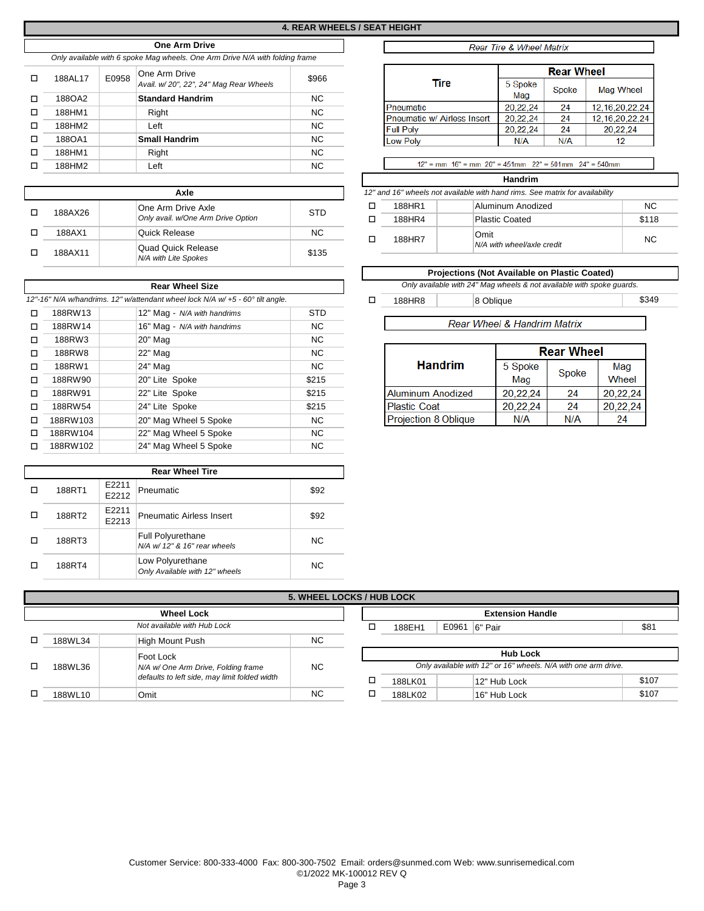## 4. REAR WHEELS / SEAT HEIGHT

### One Arm Drive

*Only available with 6 spoke Mag wheels. One Arm Drive N/A with folding frame*

| | Code | HCPCS | Description | Price |
|---|---|---|---|---|
| ☐ | 188AL17 | E0958 | One Arm Drive *Avail. w/ 20", 22", 24" Mag Rear Wheels* | $966 |
| ☐ | 188OA2 | | **Standard Handrim** | NC |
| ☐ | 188HM1 | | Right | NC |
| ☐ | 188HM2 | | Left | NC |
| ☐ | 188OA1 | | **Small Handrim** | NC |
| ☐ | 188HM1 | | Right | NC |
| ☐ | 188HM2 | | Left | NC |

### Axle

| | Code | HCPCS | Description | Price |
|---|---|---|---|---|
| ☐ | 188AX26 | | One Arm Drive Axle *Only avail. w/One Arm Drive Option* | STD |
| ☐ | 188AX1 | | Quick Release | NC |
| ☐ | 188AX11 | | Quad Quick Release *N/A with Lite Spokes* | $135 |

### Rear Wheel Size

*12"-16" N/A w/handrims. 12" w/attendant wheel lock N/A w/ +5 - 60° tilt angle.*

| | Code | HCPCS | Description | Price |
|---|---|---|---|---|
| ☐ | 188RW13 | | 12" Mag - *N/A with handrims* | STD |
| ☐ | 188RW14 | | 16" Mag - *N/A with handrims* | NC |
| ☐ | 188RW3 | | 20" Mag | NC |
| ☐ | 188RW8 | | 22" Mag | NC |
| ☐ | 188RW1 | | 24" Mag | NC |
| ☐ | 188RW90 | | 20" Lite Spoke | $215 |
| ☐ | 188RW91 | | 22" Lite Spoke | $215 |
| ☐ | 188RW54 | | 24" Lite Spoke | $215 |
| ☐ | 188RW103 | | 20" Mag Wheel 5 Spoke | NC |
| ☐ | 188RW104 | | 22" Mag Wheel 5 Spoke | NC |
| ☐ | 188RW102 | | 24" Mag Wheel 5 Spoke | NC |

### Rear Wheel Tire

| | Code | HCPCS | Description | Price |
|---|---|---|---|---|
| ☐ | 188RT1 | E2211 E2212 | Pneumatic | $92 |
| ☐ | 188RT2 | E2211 E2213 | Pneumatic Airless Insert | $92 |
| ☐ | 188RT3 | | Full Polyurethane *N/A w/ 12" & 16" rear wheels* | NC |
| ☐ | 188RT4 | | Low Polyurethane *Only Available with 12" wheels* | NC |

### *Rear Tire & Wheel Matrix*

| Tire | Rear Wheel: 5 Spoke Mag | Rear Wheel: Spoke | Rear Wheel: Mag Wheel |
|---|---|---|---|
| Pneumatic | 20,22,24 | 24 | 12,16,20,22,24 |
| Pneumatic w/ Airless Insert | 20,22,24 | 24 | 12,16,20,22,24 |
| Full Poly | 20,22,24 | 24 | 20,22,24 |
| Low Poly | N/A | N/A | 12 |

12" = mm 16" = mm 20" = 451mm 22" = 501mm 24" = 540mm

### Handrim

*12" and 16" wheels not available with hand rims. See matrix for availability*

| | Code | HCPCS | Description | Price |
|---|---|---|---|---|
| ☐ | 188HR1 | | Aluminum Anodized | NC |
| ☐ | 188HR4 | | Plastic Coated | $118 |
| ☐ | 188HR7 | | Omit *N/A with wheel/axle credit* | NC |

### Projections (Not Available on Plastic Coated)

*Only available with 24" Mag wheels & not available with spoke guards.*

| | Code | HCPCS | Description | Price |
|---|---|---|---|---|
| ☐ | 188HR8 | | 8 Oblique | $349 |

### *Rear Wheel & Handrim Matrix*

| Handrim | Rear Wheel: 5 Spoke Mag | Rear Wheel: Spoke | Rear Wheel: Mag Wheel |
|---|---|---|---|
| Aluminum Anodized | 20,22,24 | 24 | 20,22,24 |
| Plastic Coat | 20,22,24 | 24 | 20,22,24 |
| Projection 8 Oblique | N/A | N/A | 24 |

## 5. WHEEL LOCKS / HUB LOCK

### Wheel Lock

*Not available with Hub Lock*

| | Code | HCPCS | Description | Price |
|---|---|---|---|---|
| ☐ | 188WL34 | | High Mount Push | NC |
| ☐ | 188WL36 | | Foot Lock *N/A w/ One Arm Drive, Folding frame defaults to left side, may limit folded width* | NC |
| ☐ | 188WL10 | | Omit | NC |

### Extension Handle

| | Code | HCPCS | Description | Price |
|---|---|---|---|---|
| ☐ | 188EH1 | E0961 | 6" Pair | $81 |

### Hub Lock

*Only available with 12" or 16" wheels. N/A with one arm drive.*

| | Code | HCPCS | Description | Price |
|---|---|---|---|---|
| ☐ | 188LK01 | | 12" Hub Lock | $107 |
| ☐ | 188LK02 | | 16" Hub Lock | $107 |

Customer Service: 800-333-4000 Fax: 800-300-7502 Email: orders@sunmed.com Web: www.sunrisemedical.com
©1/2022 MK-100012 REV Q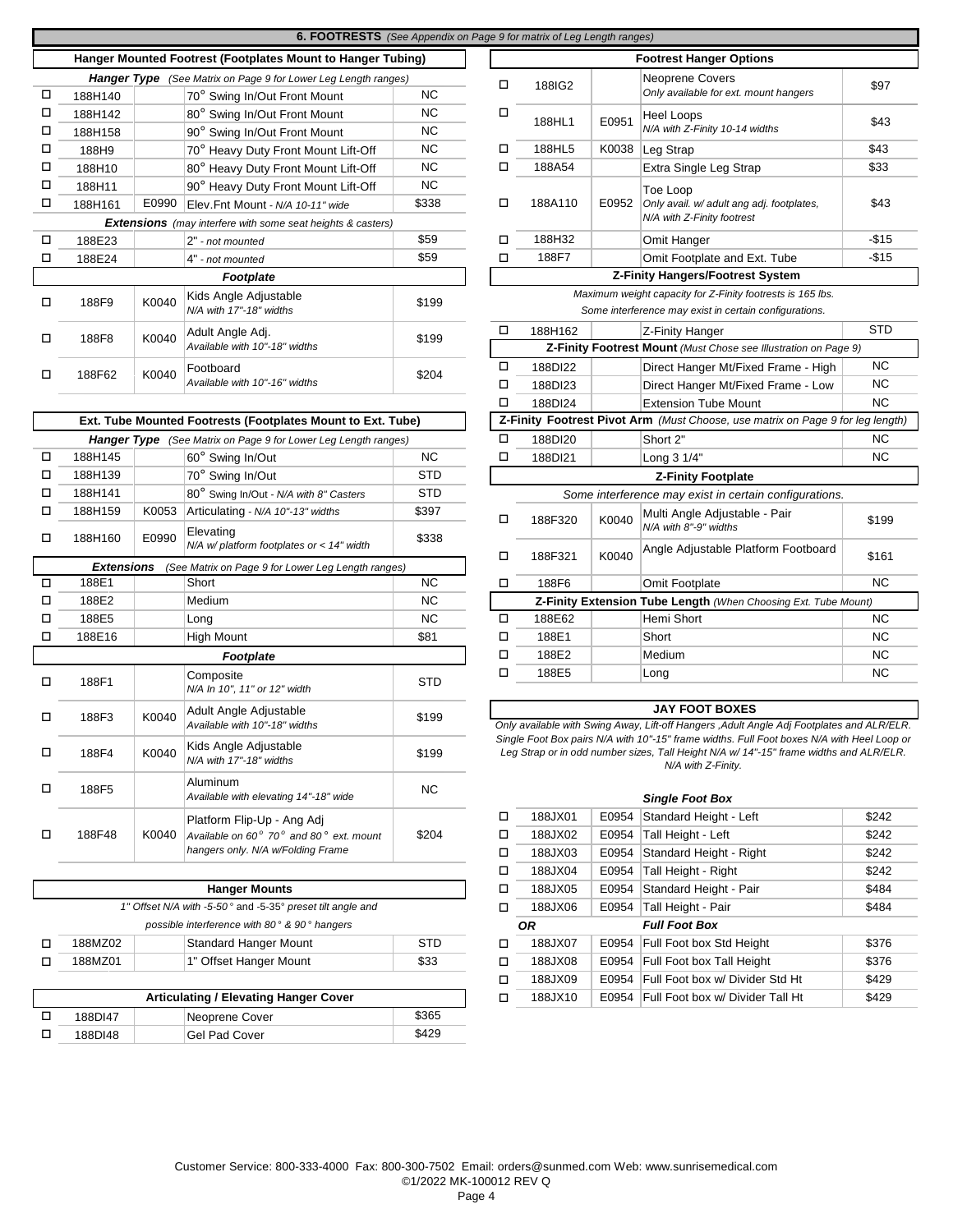## 6. FOOTRESTS *(See Appendix on Page 9 for matrix of Leg Length ranges)*

### Hanger Mounted Footrest (Footplates Mount to Hanger Tubing)

| | Code | HCPCS | Description | Price |
|---|---|---|---|---|
| | ***Hanger Type*** *(See Matrix on Page 9 for Lower Leg Length ranges)* | | | |
| ☐ | 188H140 | | 70° Swing In/Out Front Mount | NC |
| ☐ | 188H142 | | 80° Swing In/Out Front Mount | NC |
| ☐ | 188H158 | | 90° Swing In/Out Front Mount | NC |
| ☐ | 188H9 | | 70° Heavy Duty Front Mount Lift-Off | NC |
| ☐ | 188H10 | | 80° Heavy Duty Front Mount Lift-Off | NC |
| ☐ | 188H11 | | 90° Heavy Duty Front Mount Lift-Off | NC |
| ☐ | 188H161 | E0990 | Elev.Fnt Mount - *N/A 10-11" wide* | $338 |
| | ***Extensions*** *(may interfere with some seat heights & casters)* | | | |
| ☐ | 188E23 | | 2" - *not mounted* | $59 |
| ☐ | 188E24 | | 4" - *not mounted* | $59 |
| | ***Footplate*** | | | |
| ☐ | 188F9 | K0040 | Kids Angle Adjustable *N/A with 17"-18" widths* | $199 |
| ☐ | 188F8 | K0040 | Adult Angle Adj. *Available with 10"-18" widths* | $199 |
| ☐ | 188F62 | K0040 | Footboard *Available with 10"-16" widths* | $204 |

### Ext. Tube Mounted Footrests (Footplates Mount to Ext. Tube)

| | Code | HCPCS | Description | Price |
|---|---|---|---|---|
| | ***Hanger Type*** *(See Matrix on Page 9 for Lower Leg Length ranges)* | | | |
| ☐ | 188H145 | | 60° Swing In/Out | NC |
| ☐ | 188H139 | | 70° Swing In/Out | STD |
| ☐ | 188H141 | | 80° Swing In/Out - *N/A with 8" Casters* | STD |
| ☐ | 188H159 | K0053 | Articulating - *N/A 10"-13" widths* | $397 |
| ☐ | 188H160 | E0990 | Elevating *N/A w/ platform footplates or < 14" width* | $338 |
| | ***Extensions*** *(See Matrix on Page 9 for Lower Leg Length ranges)* | | | |
| ☐ | 188E1 | | Short | NC |
| ☐ | 188E2 | | Medium | NC |
| ☐ | 188E5 | | Long | NC |
| ☐ | 188E16 | | High Mount | $81 |
| | ***Footplate*** | | | |
| ☐ | 188F1 | | Composite *N/A In 10", 11" or 12" width* | STD |
| ☐ | 188F3 | K0040 | Adult Angle Adjustable *Available with 10"-18" widths* | $199 |
| ☐ | 188F4 | K0040 | Kids Angle Adjustable *N/A with 17"-18" widths* | $199 |
| ☐ | 188F5 | | Aluminum *Available with elevating 14"-18" wide* | NC |
| ☐ | 188F48 | K0040 | Platform Flip-Up - Ang Adj *Available on 60° 70° and 80° ext. mount hangers only. N/A w/Folding Frame* | $204 |

### Hanger Mounts

*1" Offset N/A with -5-50° and -5-35° preset tilt angle and possible interference with 80° & 90° hangers*

| | Code | Description | Price |
|---|---|---|---|
| ☐ | 188MZ02 | Standard Hanger Mount | STD |
| ☐ | 188MZ01 | 1" Offset Hanger Mount | $33 |

### Articulating / Elevating Hanger Cover

| | Code | Description | Price |
|---|---|---|---|
| ☐ | 188DI47 | Neoprene Cover | $365 |
| ☐ | 188DI48 | Gel Pad Cover | $429 |

### Footrest Hanger Options

| | Code | HCPCS | Description | Price |
|---|---|---|---|---|
| ☐ | 188IG2 | | Neoprene Covers *Only available for ext. mount hangers* | $97 |
| ☐ | 188HL1 | E0951 | Heel Loops *N/A with Z-Finity 10-14 widths* | $43 |
| ☐ | 188HL5 | K0038 | Leg Strap | $43 |
| ☐ | 188A54 | | Extra Single Leg Strap | $33 |
| ☐ | 188A110 | E0952 | Toe Loop *Only avail. w/ adult ang adj. footplates, N/A with Z-Finity footrest* | $43 |
| ☐ | 188H32 | | Omit Hanger | -$15 |
| ☐ | 188F7 | | Omit Footplate and Ext. Tube | -$15 |

### Z-Finity Hangers/Footrest System

*Maximum weight capacity for Z-Finity footrests is 165 lbs.*
*Some interference may exist in certain configurations.*

| | Code | HCPCS | Description | Price |
|---|---|---|---|---|
| ☐ | 188H162 | | Z-Finity Hanger | STD |
| | **Z-Finity Footrest Mount** *(Must Chose see Illustration on Page 9)* | | | |
| ☐ | 188DI22 | | Direct Hanger Mt/Fixed Frame - High | NC |
| ☐ | 188DI23 | | Direct Hanger Mt/Fixed Frame - Low | NC |
| ☐ | 188DI24 | | Extension Tube Mount | NC |
| | **Z-Finity Footrest Pivot Arm** *(Must Choose, use matrix on Page 9 for leg length)* | | | |
| ☐ | 188DI20 | | Short 2" | NC |
| ☐ | 188DI21 | | Long 3 1/4" | NC |
| | **Z-Finity Footplate** *Some interference may exist in certain configurations.* | | | |
| ☐ | 188F320 | K0040 | Multi Angle Adjustable - Pair *N/A with 8"-9" widths* | $199 |
| ☐ | 188F321 | K0040 | Angle Adjustable Platform Footboard | $161 |
| ☐ | 188F6 | | Omit Footplate | NC |
| | **Z-Finity Extension Tube Length** *(When Choosing Ext. Tube Mount)* | | | |
| ☐ | 188E62 | | Hemi Short | NC |
| ☐ | 188E1 | | Short | NC |
| ☐ | 188E2 | | Medium | NC |
| ☐ | 188E5 | | Long | NC |

### JAY FOOT BOXES

*Only available with Swing Away, Lift-off Hangers ,Adult Angle Adj Footplates and ALR/ELR. Single Foot Box pairs N/A with 10"-15" frame widths. Full Foot boxes N/A with Heel Loop or Leg Strap or in odd number sizes, Tall Height N/A w/ 14"-15" frame widths and ALR/ELR. N/A with Z-Finity.*

| | Code | HCPCS | Description | Price |
|---|---|---|---|---|
| | ***Single Foot Box*** | | | |
| ☐ | 188JX01 | E0954 | Standard Height - Left | $242 |
| ☐ | 188JX02 | E0954 | Tall Height - Left | $242 |
| ☐ | 188JX03 | E0954 | Standard Height - Right | $242 |
| ☐ | 188JX04 | E0954 | Tall Height - Right | $242 |
| ☐ | 188JX05 | E0954 | Standard Height - Pair | $484 |
| ☐ | 188JX06 | E0954 | Tall Height - Pair | $484 |
| ***OR*** | | | ***Full Foot Box*** | |
| ☐ | 188JX07 | E0954 | Full Foot box Std Height | $376 |
| ☐ | 188JX08 | E0954 | Full Foot box Tall Height | $376 |
| ☐ | 188JX09 | E0954 | Full Foot box w/ Divider Std Ht | $429 |
| ☐ | 188JX10 | E0954 | Full Foot box w/ Divider Tall Ht | $429 |

Customer Service: 800-333-4000 Fax: 800-300-7502 Email: orders@sunmed.com Web: www.sunrisemedical.com
©1/2022 MK-100012 REV Q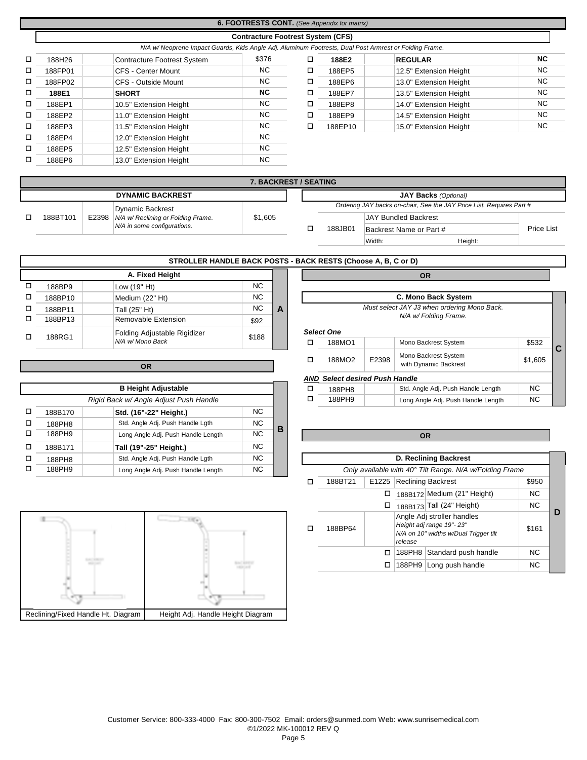## 6. FOOTRESTS CONT. *(See Appendix for matrix)*

### Contracture Footrest System (CFS)

*N/A w/ Neoprene Impact Guards, Kids Angle Adj. Aluminum Footrests, Dual Post Armrest or Folding Frame.*

| | Part # | | Description | Price |
|---|---|---|---|---|
| ☐ | 188H26 | | Contracture Footrest System | $376 |
| ☐ | 188FP01 | | CFS - Center Mount | NC |
| ☐ | 188FP02 | | CFS - Outside Mount | NC |
| ☐ | **188E1** | | **SHORT** | **NC** |
| ☐ | 188EP1 | | 10.5" Extension Height | NC |
| ☐ | 188EP2 | | 11.0" Extension Height | NC |
| ☐ | 188EP3 | | 11.5" Extension Height | NC |
| ☐ | 188EP4 | | 12.0" Extension Height | NC |
| ☐ | 188EP5 | | 12.5" Extension Height | NC |
| ☐ | 188EP6 | | 13.0" Extension Height | NC |
| ☐ | **188E2** | | **REGULAR** | **NC** |
| ☐ | 188EP5 | | 12.5" Extension Height | NC |
| ☐ | 188EP6 | | 13.0" Extension Height | NC |
| ☐ | 188EP7 | | 13.5" Extension Height | NC |
| ☐ | 188EP8 | | 14.0" Extension Height | NC |
| ☐ | 188EP9 | | 14.5" Extension Height | NC |
| ☐ | 188EP10 | | 15.0" Extension Height | NC |

## 7. BACKREST / SEATING

### DYNAMIC BACKREST

| | Part # | HCPCS | Description | Price |
|---|---|---|---|---|
| ☐ | 188BT101 | E2398 | Dynamic Backrest *N/A w/ Reclining or Folding Frame. N/A in some configurations.* | $1,605 |

### JAY Backs *(Optional)*

*Ordering JAY backs on-chair, See the JAY Price List. Requires Part #*

| | Part # | Description | Price |
|---|---|---|---|
| ☐ | 188JB01 | JAY Bundled Backrest<br>Backrest Name or Part #<br>Width: Height: | Price List |

### STROLLER HANDLE BACK POSTS - BACK RESTS (Choose A, B, C or D)

#### A. Fixed Height

| | Part # | | Description | Price |
|---|---|---|---|---|
| ☐ | 188BP9 | | Low (19" Ht) | NC |
| ☐ | 188BP10 | | Medium (22" Ht) | NC |
| ☐ | 188BP11 | | Tall (25" Ht) | NC |
| ☐ | 188BP13 | | Removable Extension | $92 |
| ☐ | 188RG1 | | Folding Adjustable Rigidizer *N/A w/ Mono Back* | $188 |

**OR**

#### B Height Adjustable

*Rigid Back w/ Angle Adjust Push Handle*

| | Part # | | Description | Price |
|---|---|---|---|---|
| ☐ | 188B170 | | **Std. (16"-22" Height.)** | NC |
| ☐ | 188PH8 | | Std. Angle Adj. Push Handle Lgth | NC |
| ☐ | 188PH9 | | Long Angle Adj. Push Handle Length | NC |
| ☐ | 188B171 | | **Tall (19"-25" Height.)** | NC |
| ☐ | 188PH8 | | Std. Angle Adj. Push Handle Lgth | NC |
| ☐ | 188PH9 | | Long Angle Adj. Push Handle Length | NC |

**OR**

#### C. Mono Back System

*Must select JAY J3 when ordering Mono Back. N/A w/ Folding Frame.*

***Select One***

| | Part # | HCPCS | Description | Price |
|---|---|---|---|---|
| ☐ | 188MO1 | | Mono Backrest System | $532 |
| ☐ | 188MO2 | E2398 | Mono Backrest System with Dynamic Backrest | $1,605 |

***AND Select desired Push Handle***

| | Part # | | Description | Price |
|---|---|---|---|---|
| ☐ | 188PH8 | | Std. Angle Adj. Push Handle Length | NC |
| ☐ | 188PH9 | | Long Angle Adj. Push Handle Length | NC |

**OR**

#### D. Reclining Backrest

*Only available with 40° Tilt Range. N/A w/Folding Frame*

| | Part # | HCPCS | Option | Description | Price |
|---|---|---|---|---|---|
| ☐ | 188BT21 | E1225 | | Reclining Backrest | $950 |
| | | ☐ | 188B172 | Medium (21" Height) | NC |
| | | ☐ | 188B173 | Tall (24" Height) | NC |
| ☐ | 188BP64 | | | Angle Adj stroller handles *Height adj range 19"- 23" N/A on 10" widths w/Dual Trigger tilt release* | $161 |
| | | ☐ | 188PH8 | Standard push handle | NC |
| | | ☐ | 188PH9 | Long push handle | NC |

Reclining/Fixed Handle Ht. Diagram | Height Adj. Handle Height Diagram

Customer Service: 800-333-4000 Fax: 800-300-7502 Email: orders@sunmed.com Web: www.sunrisemedical.com
©1/2022 MK-100012 REV Q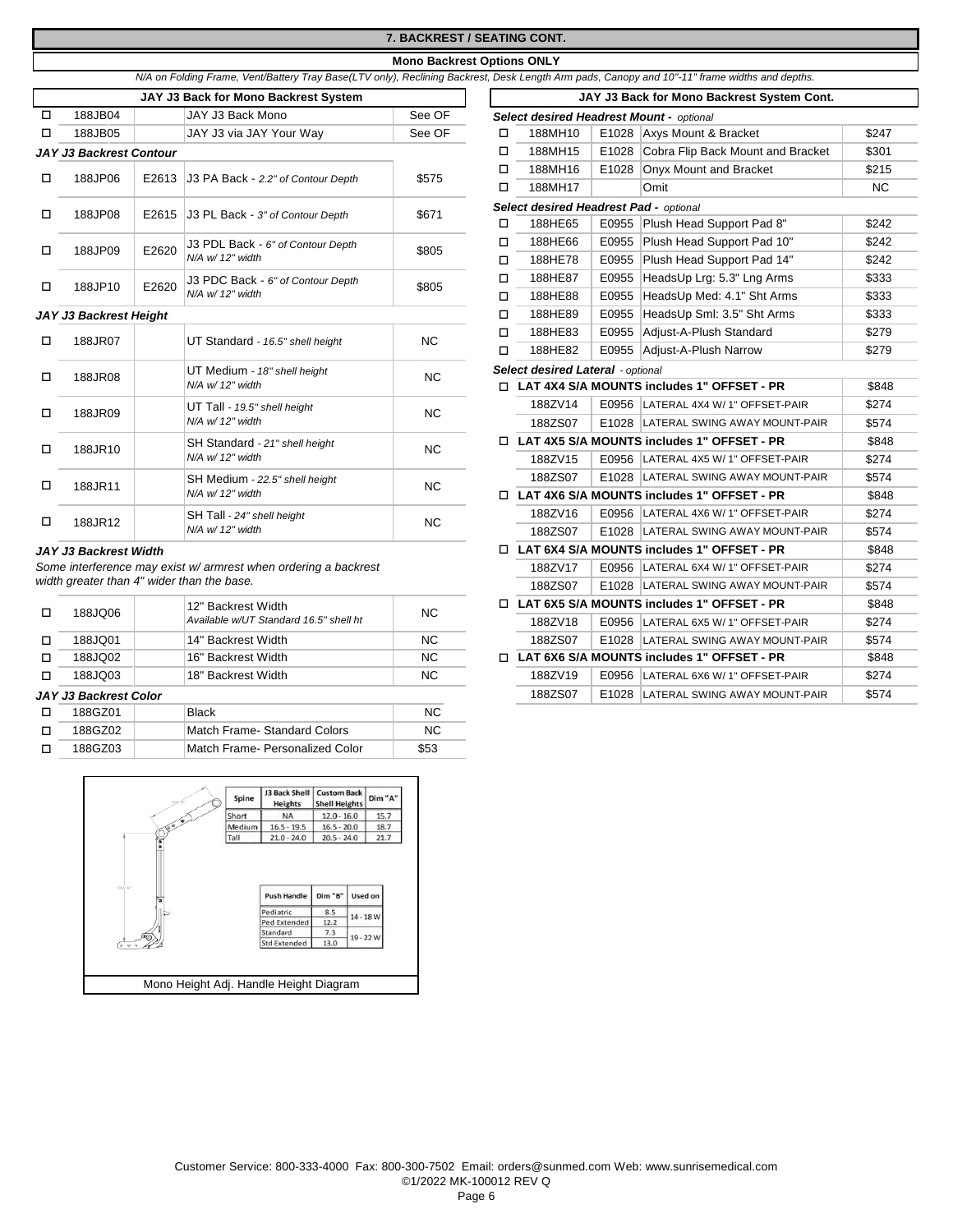## 7. BACKREST / SEATING CONT.

### Mono Backrest Options ONLY

*N/A on Folding Frame, Vent/Battery Tray Base(LTV only), Reclining Backrest, Desk Length Arm pads, Canopy and 10"-11" frame widths and depths.*

| | JAY J3 Back for Mono Backrest System | | | |
|---|---|---|---|---|
| ☐ | 188JB04 | | JAY J3 Back Mono | See OF |
| ☐ | 188JB05 | | JAY J3 via JAY Your Way | See OF |
| | ***JAY J3 Backrest Contour*** | | | |
| ☐ | 188JP06 | E2613 | J3 PA Back - *2.2" of Contour Depth* | $575 |
| ☐ | 188JP08 | E2615 | J3 PL Back - *3" of Contour Depth* | $671 |
| ☐ | 188JP09 | E2620 | J3 PDL Back - *6" of Contour Depth N/A w/ 12" width* | $805 |
| ☐ | 188JP10 | E2620 | J3 PDC Back - *6" of Contour Depth N/A w/ 12" width* | $805 |
| | ***JAY J3 Backrest Height*** | | | |
| ☐ | 188JR07 | | UT Standard - *16.5" shell height* | NC |
| ☐ | 188JR08 | | UT Medium - *18" shell height N/A w/ 12" width* | NC |
| ☐ | 188JR09 | | UT Tall - *19.5" shell height N/A w/ 12" width* | NC |
| ☐ | 188JR10 | | SH Standard - *21" shell height N/A w/ 12" width* | NC |
| ☐ | 188JR11 | | SH Medium - *22.5" shell height N/A w/ 12" width* | NC |
| ☐ | 188JR12 | | SH Tall - *24" shell height N/A w/ 12" width* | NC |

***JAY J3 Backrest Width***

*Some interference may exist w/ armrest when ordering a backrest width greater than 4" wider than the base.*

| | | | | |
|---|---|---|---|---|
| ☐ | 188JQ06 | | 12" Backrest Width *Available w/UT Standard 16.5" shell ht* | NC |
| ☐ | 188JQ01 | | 14" Backrest Width | NC |
| ☐ | 188JQ02 | | 16" Backrest Width | NC |
| ☐ | 188JQ03 | | 18" Backrest Width | NC |
| | ***JAY J3 Backrest Color*** | | | |
| ☐ | 188GZ01 | | Black | NC |
| ☐ | 188GZ02 | | Match Frame- Standard Colors | NC |
| ☐ | 188GZ03 | | Match Frame- Personalized Color | $53 |

| Spine | J3 Back Shell Heights | Custom Back Shell Heights | Dim "A" |
|---|---|---|---|
| Short | NA | 12.0 - 16.0 | 15.7 |
| Medium | 16.5 - 19.5 | 16.5 - 20.0 | 18.7 |
| Tall | 21.0 - 24.0 | 20.5 - 24.0 | 21.7 |

| Push Handle | Dim "B" | Used on |
|---|---|---|
| Pediatric | 8.5 | 14 - 18 W |
| Ped Extended | 12.2 | |
| Standard | 7.3 | 19 - 22 W |
| Std Extended | 13.0 | |

Mono Height Adj. Handle Height Diagram

| | JAY J3 Back for Mono Backrest System Cont. | | | |
|---|---|---|---|---|
| | ***Select desired Headrest Mount** - optional* | | | |
| ☐ | 188MH10 | E1028 | Axys Mount & Bracket | $247 |
| ☐ | 188MH15 | E1028 | Cobra Flip Back Mount and Bracket | $301 |
| ☐ | 188MH16 | E1028 | Onyx Mount and Bracket | $215 |
| ☐ | 188MH17 | | Omit | NC |
| | ***Select desired Headrest Pad** - optional* | | | |
| ☐ | 188HE65 | E0955 | Plush Head Support Pad 8" | $242 |
| ☐ | 188HE66 | E0955 | Plush Head Support Pad 10" | $242 |
| ☐ | 188HE78 | E0955 | Plush Head Support Pad 14" | $242 |
| ☐ | 188HE87 | E0955 | HeadsUp Lrg: 5.3" Lng Arms | $333 |
| ☐ | 188HE88 | E0955 | HeadsUp Med: 4.1" Sht Arms | $333 |
| ☐ | 188HE89 | E0955 | HeadsUp Sml: 3.5" Sht Arms | $333 |
| ☐ | 188HE83 | E0955 | Adjust-A-Plush Standard | $279 |
| ☐ | 188HE82 | E0955 | Adjust-A-Plush Narrow | $279 |
| | ***Select desired Lateral** - optional* | | | |
| ☐ | **LAT 4X4 S/A MOUNTS includes 1" OFFSET - PR** | | | $848 |
| | 188ZV14 | E0956 | LATERAL 4X4 W/ 1" OFFSET-PAIR | $274 |
| | 188ZS07 | E1028 | LATERAL SWING AWAY MOUNT-PAIR | $574 |
| ☐ | **LAT 4X5 S/A MOUNTS includes 1" OFFSET - PR** | | | $848 |
| | 188ZV15 | E0956 | LATERAL 4X5 W/ 1" OFFSET-PAIR | $274 |
| | 188ZS07 | E1028 | LATERAL SWING AWAY MOUNT-PAIR | $574 |
| ☐ | **LAT 4X6 S/A MOUNTS includes 1" OFFSET - PR** | | | $848 |
| | 188ZV16 | E0956 | LATERAL 4X6 W/ 1" OFFSET-PAIR | $274 |
| | 188ZS07 | E1028 | LATERAL SWING AWAY MOUNT-PAIR | $574 |
| ☐ | **LAT 6X4 S/A MOUNTS includes 1" OFFSET - PR** | | | $848 |
| | 188ZV17 | E0956 | LATERAL 6X4 W/ 1" OFFSET-PAIR | $274 |
| | 188ZS07 | E1028 | LATERAL SWING AWAY MOUNT-PAIR | $574 |
| ☐ | **LAT 6X5 S/A MOUNTS includes 1" OFFSET - PR** | | | $848 |
| | 188ZV18 | E0956 | LATERAL 6X5 W/ 1" OFFSET-PAIR | $274 |
| | 188ZS07 | E1028 | LATERAL SWING AWAY MOUNT-PAIR | $574 |
| ☐ | **LAT 6X6 S/A MOUNTS includes 1" OFFSET - PR** | | | $848 |
| | 188ZV19 | E0956 | LATERAL 6X6 W/ 1" OFFSET-PAIR | $274 |
| | 188ZS07 | E1028 | LATERAL SWING AWAY MOUNT-PAIR | $574 |

Customer Service: 800-333-4000 Fax: 800-300-7502 Email: orders@sunmed.com Web: www.sunrisemedical.com
©1/2022 MK-100012 REV Q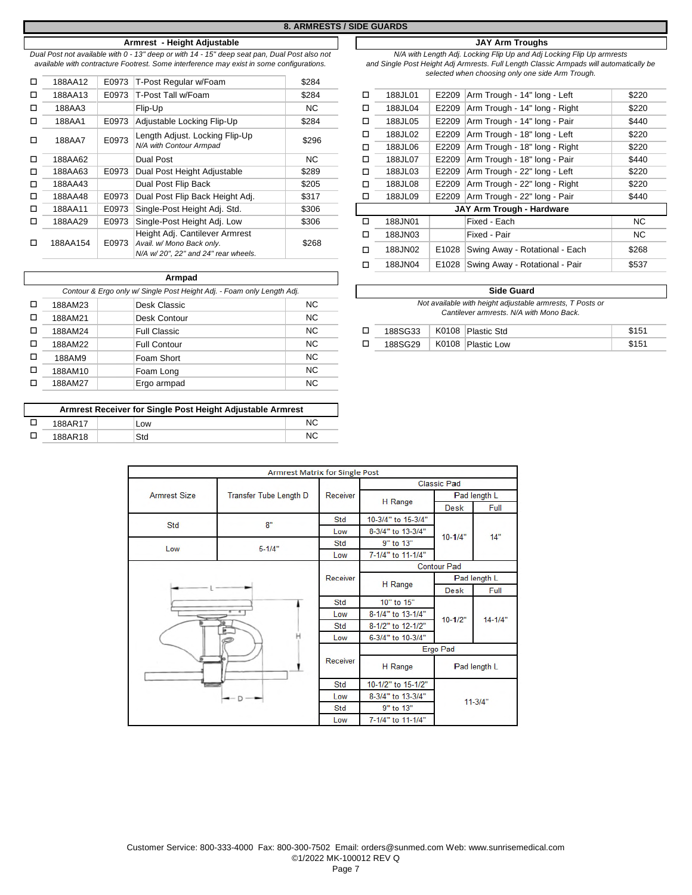## 8. ARMRESTS / SIDE GUARDS

### Armrest - Height Adjustable

*Dual Post not available with 0 - 13" deep or with 14 - 15" deep seat pan, Dual Post also not available with contracture Footrest. Some interference may exist in some configurations.*

| | Code | HCPCS | Description | Price |
|---|---|---|---|---|
| ☐ | 188AA12 | E0973 | T-Post Regular w/Foam | $284 |
| ☐ | 188AA13 | E0973 | T-Post Tall w/Foam | $284 |
| ☐ | 188AA3 | | Flip-Up | NC |
| ☐ | 188AA1 | E0973 | Adjustable Locking Flip-Up | $284 |
| ☐ | 188AA7 | E0973 | Length Adjust. Locking Flip-Up *N/A with Contour Armpad* | $296 |
| ☐ | 188AA62 | | Dual Post | NC |
| ☐ | 188AA63 | E0973 | Dual Post Height Adjustable | $289 |
| ☐ | 188AA43 | | Dual Post Flip Back | $205 |
| ☐ | 188AA48 | E0973 | Dual Post Flip Back Height Adj. | $317 |
| ☐ | 188AA11 | E0973 | Single-Post Height Adj. Std. | $306 |
| ☐ | 188AA29 | E0973 | Single-Post Height Adj. Low | $306 |
| ☐ | 188AA154 | E0973 | Height Adj. Cantilever Armrest *Avail. w/ Mono Back only. N/A w/ 20", 22" and 24" rear wheels.* | $268 |

### Armpad

*Contour & Ergo only w/ Single Post Height Adj. - Foam only Length Adj.*

| | Code | | Description | Price |
|---|---|---|---|---|
| ☐ | 188AM23 | | Desk Classic | NC |
| ☐ | 188AM21 | | Desk Contour | NC |
| ☐ | 188AM24 | | Full Classic | NC |
| ☐ | 188AM22 | | Full Contour | NC |
| ☐ | 188AM9 | | Foam Short | NC |
| ☐ | 188AM10 | | Foam Long | NC |
| ☐ | 188AM27 | | Ergo armpad | NC |

### Armrest Receiver for Single Post Height Adjustable Armrest

| | Code | | Description | Price |
|---|---|---|---|---|
| ☐ | 188AR17 | | Low | NC |
| ☐ | 188AR18 | | Std | NC |

### JAY Arm Troughs

*N/A with Length Adj. Locking Flip Up and Adj Locking Flip Up armrests and Single Post Height Adj Armrests. Full Length Classic Armpads will automatically be selected when choosing only one side Arm Trough.*

| | Code | HCPCS | Description | Price |
|---|---|---|---|---|
| ☐ | 188JL01 | E2209 | Arm Trough - 14" long - Left | $220 |
| ☐ | 188JL04 | E2209 | Arm Trough - 14" long - Right | $220 |
| ☐ | 188JL05 | E2209 | Arm Trough - 14" long - Pair | $440 |
| ☐ | 188JL02 | E2209 | Arm Trough - 18" long - Left | $220 |
| ☐ | 188JL06 | E2209 | Arm Trough - 18" long - Right | $220 |
| ☐ | 188JL07 | E2209 | Arm Trough - 18" long - Pair | $440 |
| ☐ | 188JL03 | E2209 | Arm Trough - 22" long - Left | $220 |
| ☐ | 188JL08 | E2209 | Arm Trough - 22" long - Right | $220 |
| ☐ | 188JL09 | E2209 | Arm Trough - 22" long - Pair | $440 |

### JAY Arm Trough - Hardware

| | Code | HCPCS | Description | Price |
|---|---|---|---|---|
| ☐ | 188JN01 | | Fixed - Each | NC |
| ☐ | 188JN03 | | Fixed - Pair | NC |
| ☐ | 188JN02 | E1028 | Swing Away - Rotational - Each | $268 |
| ☐ | 188JN04 | E1028 | Swing Away - Rotational - Pair | $537 |

### Side Guard

*Not available with height adjustable armrests, T Posts or Cantilever armrests. N/A with Mono Back.*

| | Code | HCPCS | Description | Price |
|---|---|---|---|---|
| ☐ | 188SG33 | K0108 | Plastic Std | $151 |
| ☐ | 188SG29 | K0108 | Plastic Low | $151 |

### Armrest Matrix for Single Post

| Armrest Size | Transfer Tube Length D | Receiver | H Range | Pad length L – Desk | Pad length L – Full |
|---|---|---|---|---|---|
| | | **Classic Pad** | | | |
| Std | 8" | Std | 10-3/4" to 15-3/4" | 10-1/4" | 14" |
| | | Low | 8-3/4" to 13-3/4" | | |
| Low | 5-1/4" | Std | 9" to 13" | | |
| | | Low | 7-1/4" to 11-1/4" | | |
| | | **Contour Pad** | | | |
| Std | 8" | Std | 10" to 15" | 10-1/2" | 14-1/4" |
| | | Low | 8-1/4" to 13-1/4" | | |
| Low | 5-1/4" | Std | 8-1/2" to 12-1/2" | | |
| | | Low | 6-3/4" to 10-3/4" | | |
| | | **Ergo Pad** | | Pad length L | |
| Std | 8" | Std | 10-1/2" to 15-1/2" | 11-3/4" | |
| | | Low | 8-3/4" to 13-3/4" | | |
| Low | 5-1/4" | Std | 9" to 13" | | |
| | | Low | 7-1/4" to 11-1/4" | | |

Customer Service: 800-333-4000 Fax: 800-300-7502 Email: orders@sunmed.com Web: www.sunrisemedical.com
©1/2022 MK-100012 REV Q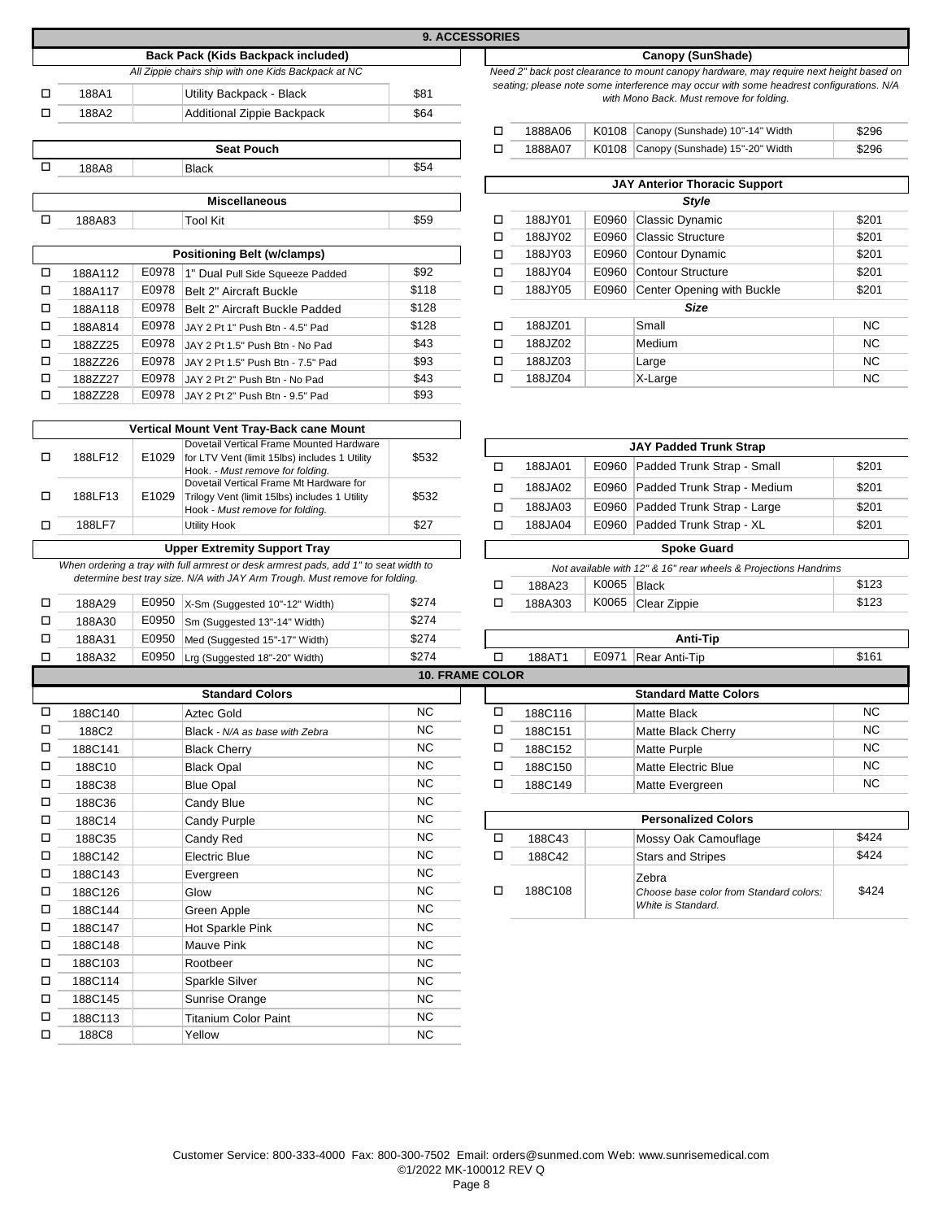## 9. ACCESSORIES

### Back Pack (Kids Backpack included)

*All Zippie chairs ship with one Kids Backpack at NC*

| | Code | HCPCS | Description | Price |
|---|---|---|---|---|
| ☐ | 188A1 | | Utility Backpack - Black | $81 |
| ☐ | 188A2 | | Additional Zippie Backpack | $64 |

### Seat Pouch

| | Code | HCPCS | Description | Price |
|---|---|---|---|---|
| ☐ | 188A8 | | Black | $54 |

### Miscellaneous

| | Code | HCPCS | Description | Price |
|---|---|---|---|---|
| ☐ | 188A83 | | Tool Kit | $59 |

### Positioning Belt (w/clamps)

| | Code | HCPCS | Description | Price |
|---|---|---|---|---|
| ☐ | 188A112 | E0978 | 1" Dual Pull Side Squeeze Padded | $92 |
| ☐ | 188A117 | E0978 | Belt 2" Aircraft Buckle | $118 |
| ☐ | 188A118 | E0978 | Belt 2" Aircraft Buckle Padded | $128 |
| ☐ | 188A814 | E0978 | JAY 2 Pt 1" Push Btn - 4.5" Pad | $128 |
| ☐ | 188ZZ25 | E0978 | JAY 2 Pt 1.5" Push Btn - No Pad | $43 |
| ☐ | 188ZZ26 | E0978 | JAY 2 Pt 1.5" Push Btn - 7.5" Pad | $93 |
| ☐ | 188ZZ27 | E0978 | JAY 2 Pt 2" Push Btn - No Pad | $43 |
| ☐ | 188ZZ28 | E0978 | JAY 2 Pt 2" Push Btn - 9.5" Pad | $93 |

### Vertical Mount Vent Tray-Back cane Mount

| | Code | HCPCS | Description | Price |
|---|---|---|---|---|
| ☐ | 188LF12 | E1029 | Dovetail Vertical Frame Mounted Hardware for LTV Vent (limit 15lbs) includes 1 Utility Hook. - *Must remove for folding.* | $532 |
| ☐ | 188LF13 | E1029 | Dovetail Vertical Frame Mt Hardware for Trilogy Vent (limit 15lbs) includes 1 Utility Hook - *Must remove for folding.* | $532 |
| ☐ | 188LF7 | | Utility Hook | $27 |

### Upper Extremity Support Tray

*When ordering a tray with full armrest or desk armrest pads, add 1" to seat width to determine best tray size. N/A with JAY Arm Trough. Must remove for folding.*

| | Code | HCPCS | Description | Price |
|---|---|---|---|---|
| ☐ | 188A29 | E0950 | X-Sm (Suggested 10"-12" Width) | $274 |
| ☐ | 188A30 | E0950 | Sm (Suggested 13"-14" Width) | $274 |
| ☐ | 188A31 | E0950 | Med (Suggested 15"-17" Width) | $274 |
| ☐ | 188A32 | E0950 | Lrg (Suggested 18"-20" Width) | $274 |

### Canopy (SunShade)

*Need 2" back post clearance to mount canopy hardware, may require next height based on seating; please note some interference may occur with some headrest configurations. N/A with Mono Back. Must remove for folding.*

| | Code | HCPCS | Description | Price |
|---|---|---|---|---|
| ☐ | 1888A06 | K0108 | Canopy (Sunshade) 10"-14" Width | $296 |
| ☐ | 1888A07 | K0108 | Canopy (Sunshade) 15"-20" Width | $296 |

### JAY Anterior Thoracic Support

| | Code | HCPCS | Description | Price |
|---|---|---|---|---|
| | | | ***Style*** | |
| ☐ | 188JY01 | E0960 | Classic Dynamic | $201 |
| ☐ | 188JY02 | E0960 | Classic Structure | $201 |
| ☐ | 188JY03 | E0960 | Contour Dynamic | $201 |
| ☐ | 188JY04 | E0960 | Contour Structure | $201 |
| ☐ | 188JY05 | E0960 | Center Opening with Buckle | $201 |
| | | | ***Size*** | |
| ☐ | 188JZ01 | | Small | NC |
| ☐ | 188JZ02 | | Medium | NC |
| ☐ | 188JZ03 | | Large | NC |
| ☐ | 188JZ04 | | X-Large | NC |

### JAY Padded Trunk Strap

| | Code | HCPCS | Description | Price |
|---|---|---|---|---|
| ☐ | 188JA01 | E0960 | Padded Trunk Strap - Small | $201 |
| ☐ | 188JA02 | E0960 | Padded Trunk Strap - Medium | $201 |
| ☐ | 188JA03 | E0960 | Padded Trunk Strap - Large | $201 |
| ☐ | 188JA04 | E0960 | Padded Trunk Strap - XL | $201 |

### Spoke Guard

*Not available with 12" & 16" rear wheels & Projections Handrims*

| | Code | HCPCS | Description | Price |
|---|---|---|---|---|
| ☐ | 188A23 | K0065 | Black | $123 |
| ☐ | 188A303 | K0065 | Clear Zippie | $123 |

### Anti-Tip

| | Code | HCPCS | Description | Price |
|---|---|---|---|---|
| ☐ | 188AT1 | E0971 | Rear Anti-Tip | $161 |

## 10. FRAME COLOR

### Standard Colors

| | Code | HCPCS | Description | Price |
|---|---|---|---|---|
| ☐ | 188C140 | | Aztec Gold | NC |
| ☐ | 188C2 | | Black - *N/A as base with Zebra* | NC |
| ☐ | 188C141 | | Black Cherry | NC |
| ☐ | 188C10 | | Black Opal | NC |
| ☐ | 188C38 | | Blue Opal | NC |
| ☐ | 188C36 | | Candy Blue | NC |
| ☐ | 188C14 | | Candy Purple | NC |
| ☐ | 188C35 | | Candy Red | NC |
| ☐ | 188C142 | | Electric Blue | NC |
| ☐ | 188C143 | | Evergreen | NC |
| ☐ | 188C126 | | Glow | NC |
| ☐ | 188C144 | | Green Apple | NC |
| ☐ | 188C147 | | Hot Sparkle Pink | NC |
| ☐ | 188C148 | | Mauve Pink | NC |
| ☐ | 188C103 | | Rootbeer | NC |
| ☐ | 188C114 | | Sparkle Silver | NC |
| ☐ | 188C145 | | Sunrise Orange | NC |
| ☐ | 188C113 | | Titanium Color Paint | NC |
| ☐ | 188C8 | | Yellow | NC |

### Standard Matte Colors

| | Code | HCPCS | Description | Price |
|---|---|---|---|---|
| ☐ | 188C116 | | Matte Black | NC |
| ☐ | 188C151 | | Matte Black Cherry | NC |
| ☐ | 188C152 | | Matte Purple | NC |
| ☐ | 188C150 | | Matte Electric Blue | NC |
| ☐ | 188C149 | | Matte Evergreen | NC |

### Personalized Colors

| | Code | HCPCS | Description | Price |
|---|---|---|---|---|
| ☐ | 188C43 | | Mossy Oak Camouflage | $424 |
| ☐ | 188C42 | | Stars and Stripes | $424 |
| ☐ | 188C108 | | Zebra *Choose base color from Standard colors: White is Standard.* | $424 |

Customer Service: 800-333-4000 Fax: 800-300-7502 Email: orders@sunmed.com Web: www.sunrisemedical.com
©1/2022 MK-100012 REV Q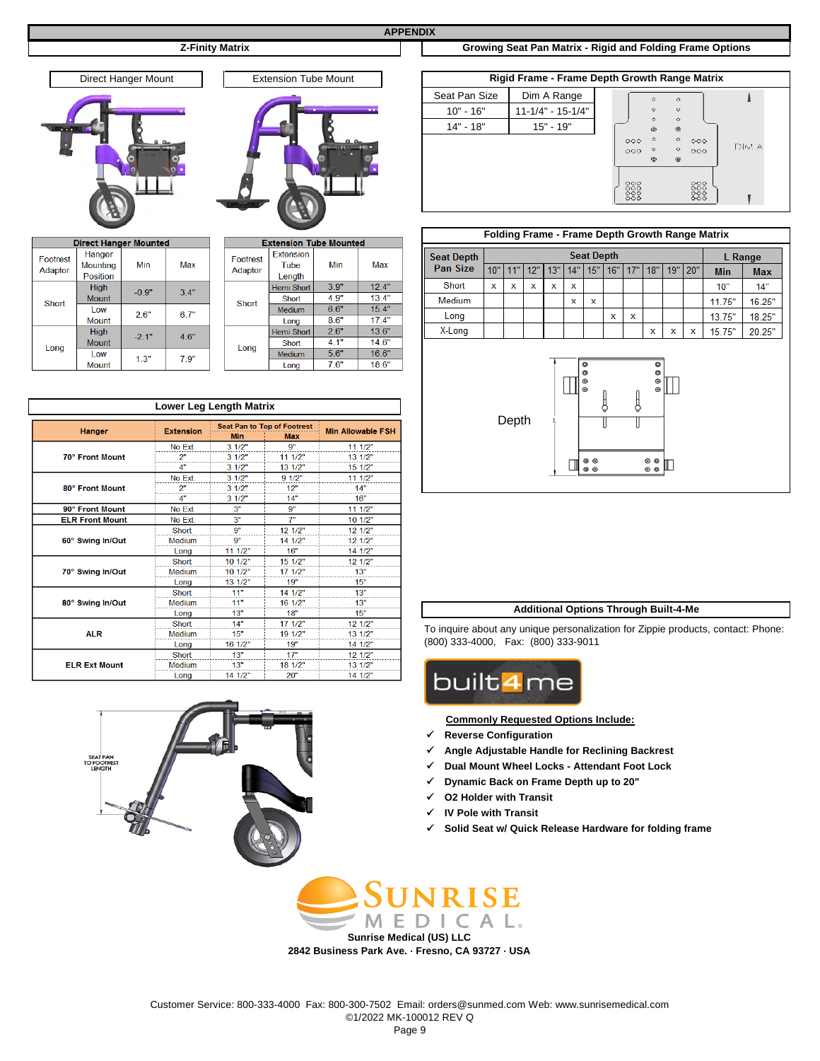# APPENDIX

## Z-Finity Matrix

Direct Hanger Mount

Extension Tube Mount

| Direct Hanger Mounted | | | |
|---|---|---|---|
| Footrest Adaptor | Hanger Mounting Position | Min | Max |
| Short | High Mount | -0.9" | 3.4" |
| | Low Mount | 2.6" | 6.7" |
| Long | High Mount | -2.1" | 4.6" |
| | Low Mount | 1.3" | 7.9" |

| Extension Tube Mounted | | | |
|---|---|---|---|
| Footrest Adaptor | Extension Tube Length | Min | Max |
| Short | Hemi Short | 3.9" | 12.4" |
| | Short | 4.9" | 13.4" |
| | Medium | 6.6" | 15.4" |
| | Long | 8.6" | 17.4" |
| Long | Hemi Short | 2.6" | 13.6" |
| | Short | 4.1" | 14.6" |
| | Medium | 5.6" | 16.6" |
| | Long | 7.6" | 18.6" |

## Lower Leg Length Matrix

| Hanger | Extension | Seat Pan to Top of Footrest Min | Seat Pan to Top of Footrest Max | Min Allowable FSH |
|---|---|---|---|---|
| 70° Front Mount | No Ext. | 3 1/2" | 9" | 11 1/2" |
| | 2" | 3 1/2" | 11 1/2" | 13 1/2" |
| | 4" | 3 1/2" | 13 1/2" | 15 1/2" |
| 80° Front Mount | No Ext. | 3 1/2" | 9 1/2" | 11 1/2" |
| | 2" | 3 1/2" | 12" | 14" |
| | 4" | 3 1/2" | 14" | 16" |
| 90° Front Mount | No Ext. | 3" | 9" | 11 1/2" |
| ELR Front Mount | No Ext. | 3" | 7" | 10 1/2" |
| 60° Swing In/Out | Short | 9" | 12 1/2" | 12 1/2" |
| | Medium | 9" | 14 1/2" | 12 1/2" |
| | Long | 11 1/2" | 16" | 14 1/2" |
| 70° Swing In/Out | Short | 10 1/2" | 15 1/2" | 12 1/2" |
| | Medium | 10 1/2" | 17 1/2" | 13" |
| | Long | 13 1/2" | 19" | 15" |
| 80° Swing In/Out | Short | 11" | 14 1/2" | 13" |
| | Medium | 11" | 16 1/2" | 13" |
| | Long | 13" | 18" | 15" |
| ALR | Short | 14" | 17 1/2" | 12 1/2" |
| | Medium | 15" | 19 1/2" | 13 1/2" |
| | Long | 16 1/2" | 19" | 14 1/2" |
| ELR Ext Mount | Short | 13" | 17" | 12 1/2" |
| | Medium | 13" | 18 1/2" | 13 1/2" |
| | Long | 14 1/2" | 20" | 14 1/2" |

SEAT PAN TO FOOTREST LENGTH

## Growing Seat Pan Matrix - Rigid and Folding Frame Options

### Rigid Frame - Frame Depth Growth Range Matrix

| Seat Pan Size | Dim A Range |
|---|---|
| 10" - 16" | 11-1/4" - 15-1/4" |
| 14" - 18" | 15" - 19" |

DIM A

### Folding Frame - Frame Depth Growth Range Matrix

| Seat Depth Pan Size | 10" | 11" | 12" | 13" | 14" | 15" | 16" | 17" | 18" | 19" | 20" | L Range Min | L Range Max |
|---|---|---|---|---|---|---|---|---|---|---|---|---|---|
| Short | x | x | x | x | x | | | | | | | 10" | 14" |
| Medium | | | | | x | x | | | | | | 11.75" | 16.25" |
| Long | | | | | | | x | x | | | | 13.75" | 18.25" |
| X-Long | | | | | | | | | x | x | x | 15.75" | 20.25" |

Depth

L

## Additional Options Through Built-4-Me

To inquire about any unique personalization for Zippie products, contact: Phone: (800) 333-4000, Fax: (800) 333-9011

built4me

**Commonly Requested Options Include:**

- ✓ **Reverse Configuration**
- ✓ **Angle Adjustable Handle for Reclining Backrest**
- ✓ **Dual Mount Wheel Locks - Attendant Foot Lock**
- ✓ **Dynamic Back on Frame Depth up to 20"**
- ✓ **O2 Holder with Transit**
- ✓ **IV Pole with Transit**
- ✓ **Solid Seat w/ Quick Release Hardware for folding frame**

SUNRISE MEDICAL.

**Sunrise Medical (US) LLC**
**2842 Business Park Ave. · Fresno, CA 93727 · USA**

Customer Service: 800-333-4000 Fax: 800-300-7502 Email: orders@sunmed.com Web: www.sunrisemedical.com
©1/2022 MK-100012 REV Q